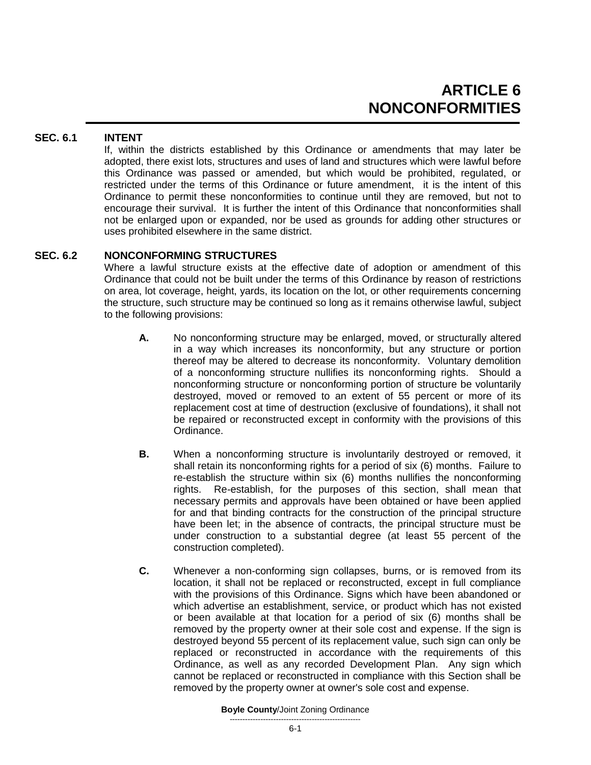# ARTICLE 6
# NONCONFORMITIES

## SEC. 6.1 INTENT

If, within the districts established by this Ordinance or amendments that may later be adopted, there exist lots, structures and uses of land and structures which were lawful before this Ordinance was passed or amended, but which would be prohibited, regulated, or restricted under the terms of this Ordinance or future amendment, it is the intent of this Ordinance to permit these nonconformities to continue until they are removed, but not to encourage their survival. It is further the intent of this Ordinance that nonconformities shall not be enlarged upon or expanded, nor be used as grounds for adding other structures or uses prohibited elsewhere in the same district.

## SEC. 6.2 NONCONFORMING STRUCTURES

Where a lawful structure exists at the effective date of adoption or amendment of this Ordinance that could not be built under the terms of this Ordinance by reason of restrictions on area, lot coverage, height, yards, its location on the lot, or other requirements concerning the structure, such structure may be continued so long as it remains otherwise lawful, subject to the following provisions:

**A.** No nonconforming structure may be enlarged, moved, or structurally altered in a way which increases its nonconformity, but any structure or portion thereof may be altered to decrease its nonconformity. Voluntary demolition of a nonconforming structure nullifies its nonconforming rights. Should a nonconforming structure or nonconforming portion of structure be voluntarily destroyed, moved or removed to an extent of 55 percent or more of its replacement cost at time of destruction (exclusive of foundations), it shall not be repaired or reconstructed except in conformity with the provisions of this Ordinance.

**B.** When a nonconforming structure is involuntarily destroyed or removed, it shall retain its nonconforming rights for a period of six (6) months. Failure to re-establish the structure within six (6) months nullifies the nonconforming rights. Re-establish, for the purposes of this section, shall mean that necessary permits and approvals have been obtained or have been applied for and that binding contracts for the construction of the principal structure have been let; in the absence of contracts, the principal structure must be under construction to a substantial degree (at least 55 percent of the construction completed).

**C.** Whenever a non-conforming sign collapses, burns, or is removed from its location, it shall not be replaced or reconstructed, except in full compliance with the provisions of this Ordinance. Signs which have been abandoned or which advertise an establishment, service, or product which has not existed or been available at that location for a period of six (6) months shall be removed by the property owner at their sole cost and expense. If the sign is destroyed beyond 55 percent of its replacement value, such sign can only be replaced or reconstructed in accordance with the requirements of this Ordinance, as well as any recorded Development Plan. Any sign which cannot be replaced or reconstructed in compliance with this Section shall be removed by the property owner at owner's sole cost and expense.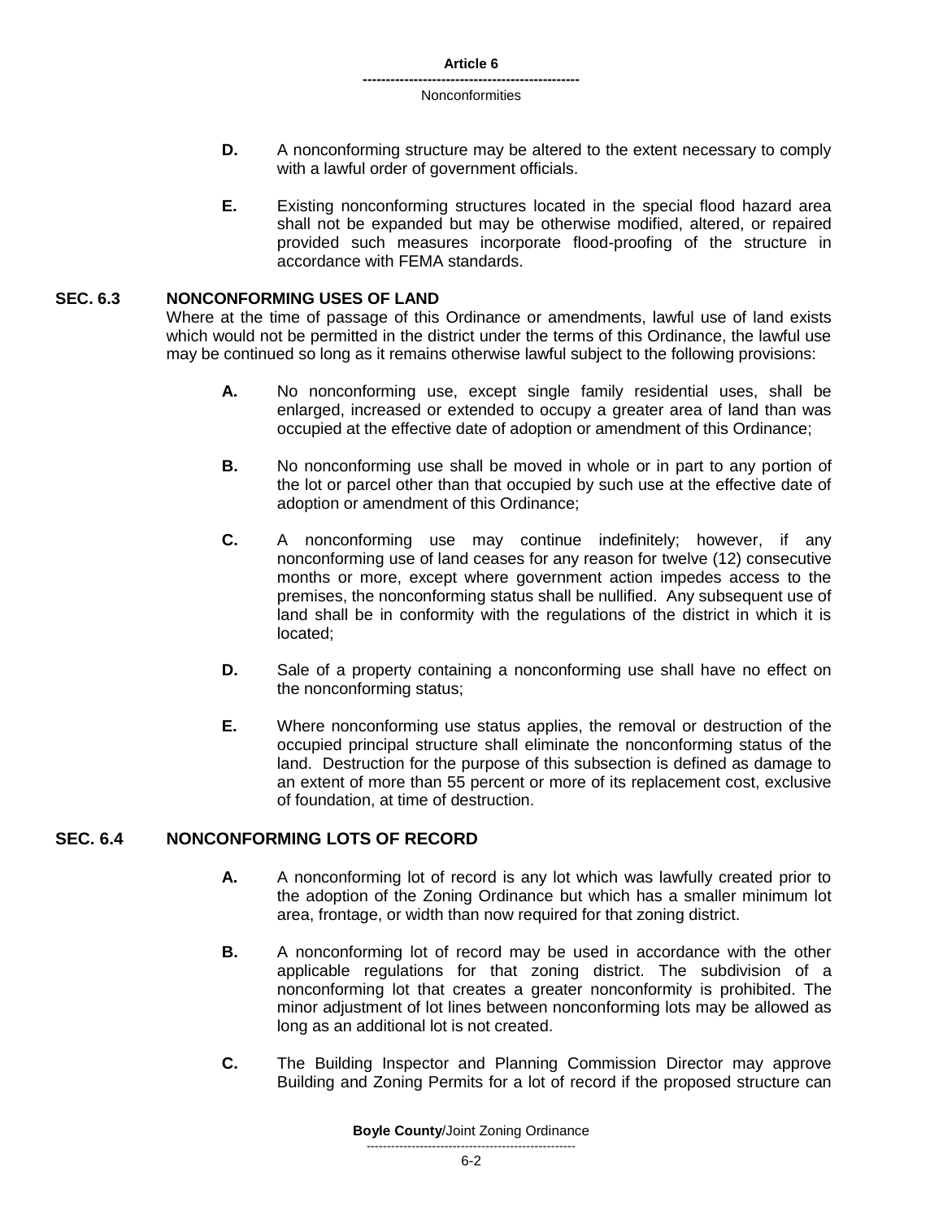**D.** A nonconforming structure may be altered to the extent necessary to comply with a lawful order of government officials.

**E.** Existing nonconforming structures located in the special flood hazard area shall not be expanded but may be otherwise modified, altered, or repaired provided such measures incorporate flood-proofing of the structure in accordance with FEMA standards.

## SEC. 6.3 NONCONFORMING USES OF LAND

Where at the time of passage of this Ordinance or amendments, lawful use of land exists which would not be permitted in the district under the terms of this Ordinance, the lawful use may be continued so long as it remains otherwise lawful subject to the following provisions:

**A.** No nonconforming use, except single family residential uses, shall be enlarged, increased or extended to occupy a greater area of land than was occupied at the effective date of adoption or amendment of this Ordinance;

**B.** No nonconforming use shall be moved in whole or in part to any portion of the lot or parcel other than that occupied by such use at the effective date of adoption or amendment of this Ordinance;

**C.** A nonconforming use may continue indefinitely; however, if any nonconforming use of land ceases for any reason for twelve (12) consecutive months or more, except where government action impedes access to the premises, the nonconforming status shall be nullified. Any subsequent use of land shall be in conformity with the regulations of the district in which it is located;

**D.** Sale of a property containing a nonconforming use shall have no effect on the nonconforming status;

**E.** Where nonconforming use status applies, the removal or destruction of the occupied principal structure shall eliminate the nonconforming status of the land. Destruction for the purpose of this subsection is defined as damage to an extent of more than 55 percent or more of its replacement cost, exclusive of foundation, at time of destruction.

## SEC. 6.4 NONCONFORMING LOTS OF RECORD

**A.** A nonconforming lot of record is any lot which was lawfully created prior to the adoption of the Zoning Ordinance but which has a smaller minimum lot area, frontage, or width than now required for that zoning district.

**B.** A nonconforming lot of record may be used in accordance with the other applicable regulations for that zoning district. The subdivision of a nonconforming lot that creates a greater nonconformity is prohibited. The minor adjustment of lot lines between nonconforming lots may be allowed as long as an additional lot is not created.

**C.** The Building Inspector and Planning Commission Director may approve Building and Zoning Permits for a lot of record if the proposed structure can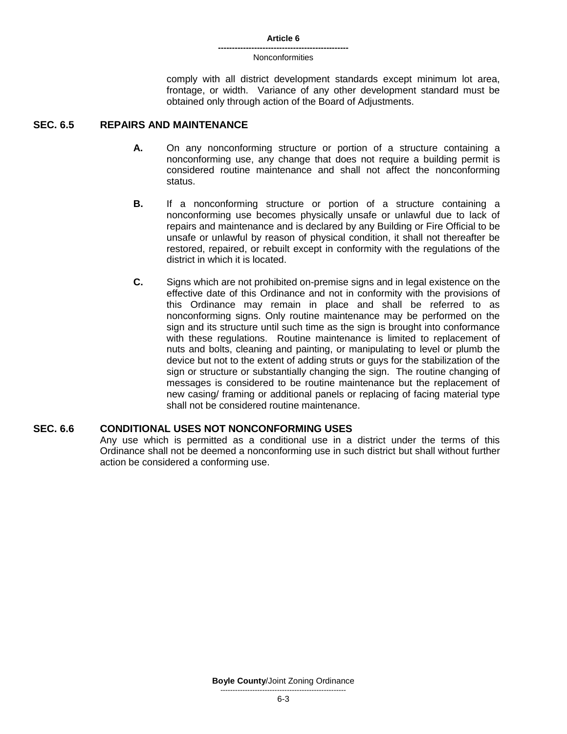comply with all district development standards except minimum lot area, frontage, or width. Variance of any other development standard must be obtained only through action of the Board of Adjustments.

## SEC. 6.5 REPAIRS AND MAINTENANCE

**A.** On any nonconforming structure or portion of a structure containing a nonconforming use, any change that does not require a building permit is considered routine maintenance and shall not affect the nonconforming status.

**B.** If a nonconforming structure or portion of a structure containing a nonconforming use becomes physically unsafe or unlawful due to lack of repairs and maintenance and is declared by any Building or Fire Official to be unsafe or unlawful by reason of physical condition, it shall not thereafter be restored, repaired, or rebuilt except in conformity with the regulations of the district in which it is located.

**C.** Signs which are not prohibited on-premise signs and in legal existence on the effective date of this Ordinance and not in conformity with the provisions of this Ordinance may remain in place and shall be referred to as nonconforming signs. Only routine maintenance may be performed on the sign and its structure until such time as the sign is brought into conformance with these regulations. Routine maintenance is limited to replacement of nuts and bolts, cleaning and painting, or manipulating to level or plumb the device but not to the extent of adding struts or guys for the stabilization of the sign or structure or substantially changing the sign. The routine changing of messages is considered to be routine maintenance but the replacement of new casing/ framing or additional panels or replacing of facing material type shall not be considered routine maintenance.

## SEC. 6.6 CONDITIONAL USES NOT NONCONFORMING USES

Any use which is permitted as a conditional use in a district under the terms of this Ordinance shall not be deemed a nonconforming use in such district but shall without further action be considered a conforming use.